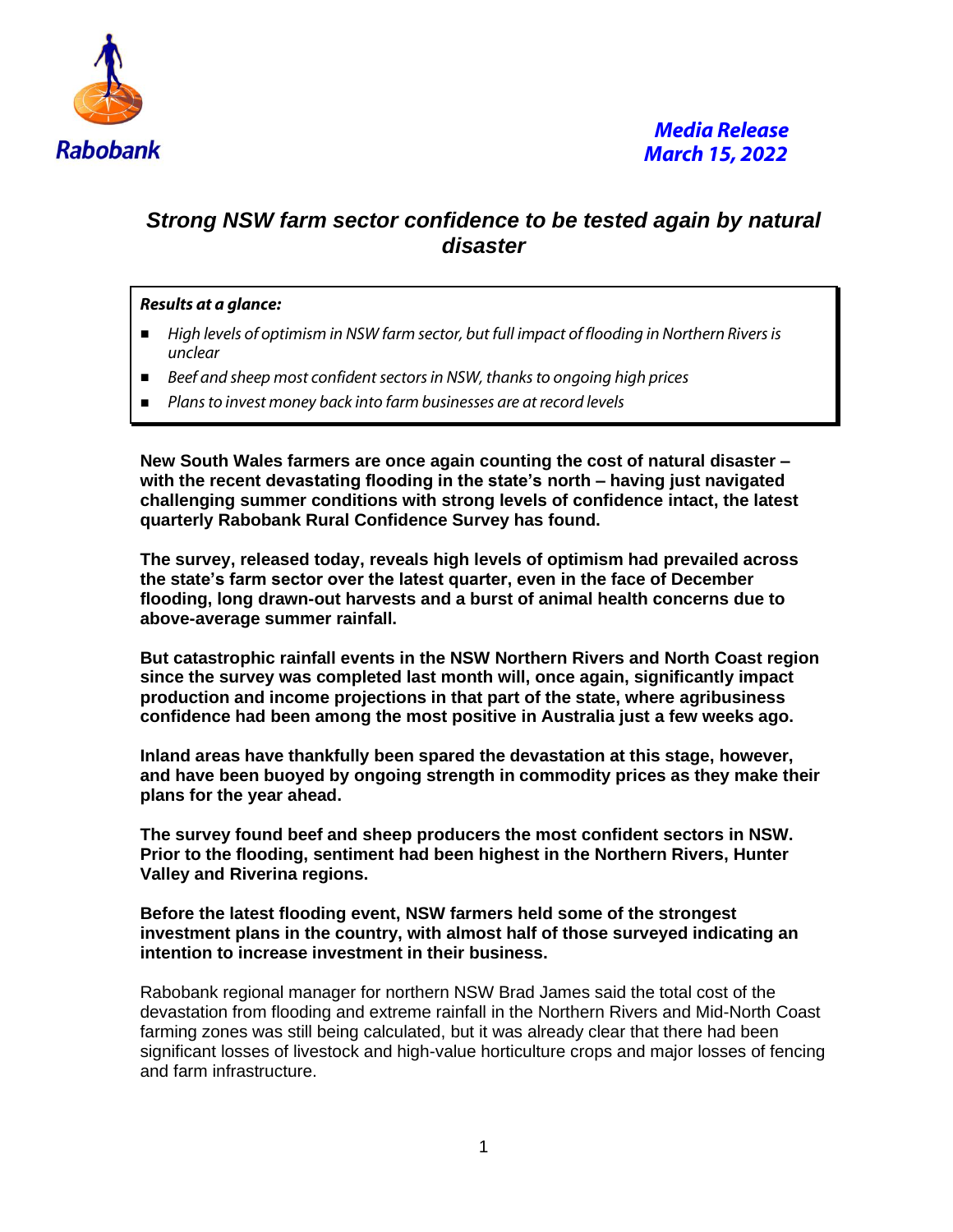Rabobank

***Media Release***
***March 15, 2022***

# *Strong NSW farm sector confidence to be tested again by natural disaster*

***Results at a glance:***

- *High levels of optimism in NSW farm sector, but full impact of flooding in Northern Rivers is unclear*
- *Beef and sheep most confident sectors in NSW, thanks to ongoing high prices*
- *Plans to invest money back into farm businesses are at record levels*

**New South Wales farmers are once again counting the cost of natural disaster – with the recent devastating flooding in the state's north – having just navigated challenging summer conditions with strong levels of confidence intact, the latest quarterly Rabobank Rural Confidence Survey has found.**

**The survey, released today, reveals high levels of optimism had prevailed across the state's farm sector over the latest quarter, even in the face of December flooding, long drawn-out harvests and a burst of animal health concerns due to above-average summer rainfall.**

**But catastrophic rainfall events in the NSW Northern Rivers and North Coast region since the survey was completed last month will, once again, significantly impact production and income projections in that part of the state, where agribusiness confidence had been among the most positive in Australia just a few weeks ago.**

**Inland areas have thankfully been spared the devastation at this stage, however, and have been buoyed by ongoing strength in commodity prices as they make their plans for the year ahead.**

**The survey found beef and sheep producers the most confident sectors in NSW. Prior to the flooding, sentiment had been highest in the Northern Rivers, Hunter Valley and Riverina regions.**

**Before the latest flooding event, NSW farmers held some of the strongest investment plans in the country, with almost half of those surveyed indicating an intention to increase investment in their business.**

Rabobank regional manager for northern NSW Brad James said the total cost of the devastation from flooding and extreme rainfall in the Northern Rivers and Mid-North Coast farming zones was still being calculated, but it was already clear that there had been significant losses of livestock and high-value horticulture crops and major losses of fencing and farm infrastructure.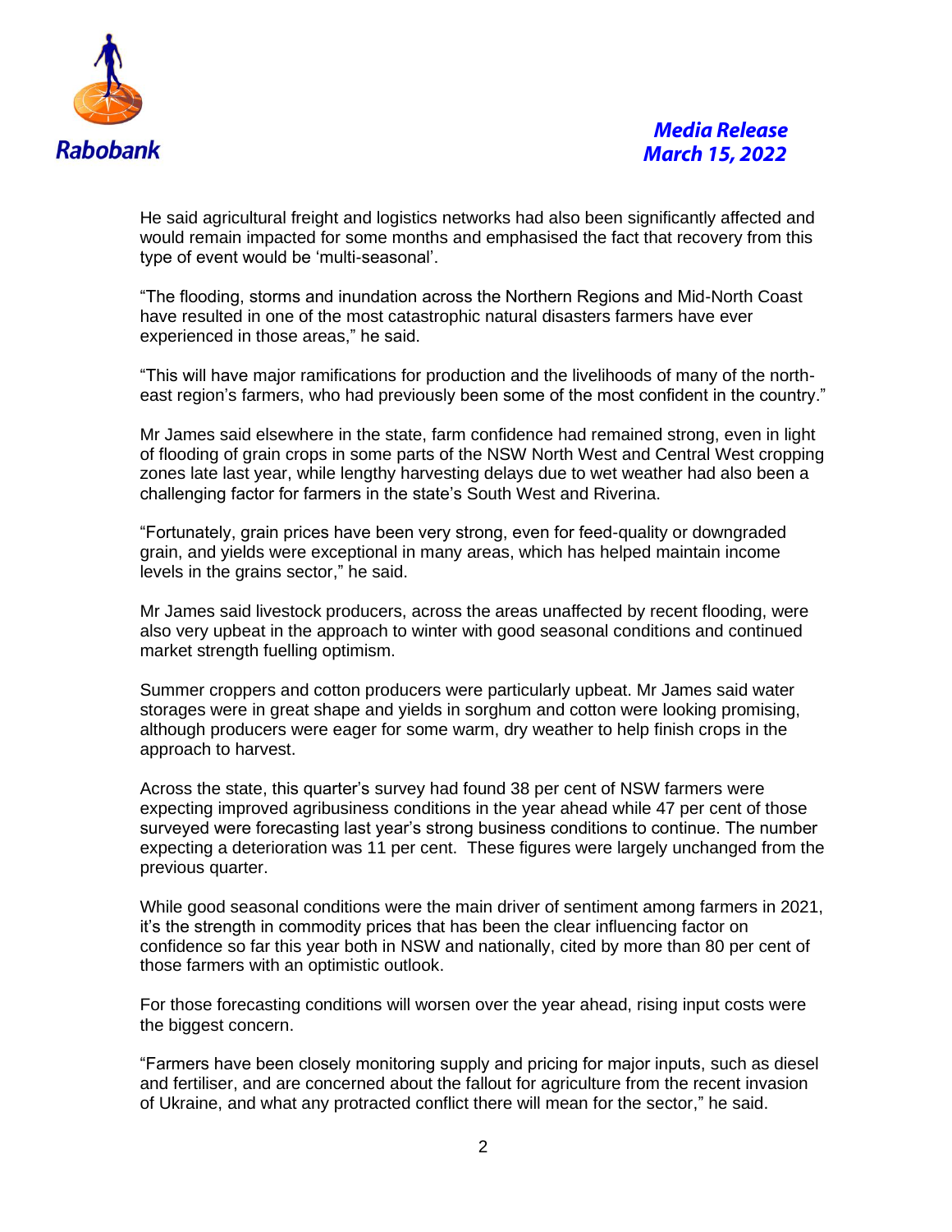He said agricultural freight and logistics networks had also been significantly affected and would remain impacted for some months and emphasised the fact that recovery from this type of event would be 'multi-seasonal'.

"The flooding, storms and inundation across the Northern Regions and Mid-North Coast have resulted in one of the most catastrophic natural disasters farmers have ever experienced in those areas," he said.

"This will have major ramifications for production and the livelihoods of many of the north-east region's farmers, who had previously been some of the most confident in the country."

Mr James said elsewhere in the state, farm confidence had remained strong, even in light of flooding of grain crops in some parts of the NSW North West and Central West cropping zones late last year, while lengthy harvesting delays due to wet weather had also been a challenging factor for farmers in the state's South West and Riverina.

"Fortunately, grain prices have been very strong, even for feed-quality or downgraded grain, and yields were exceptional in many areas, which has helped maintain income levels in the grains sector," he said.

Mr James said livestock producers, across the areas unaffected by recent flooding, were also very upbeat in the approach to winter with good seasonal conditions and continued market strength fuelling optimism.

Summer croppers and cotton producers were particularly upbeat. Mr James said water storages were in great shape and yields in sorghum and cotton were looking promising, although producers were eager for some warm, dry weather to help finish crops in the approach to harvest.

Across the state, this quarter's survey had found 38 per cent of NSW farmers were expecting improved agribusiness conditions in the year ahead while 47 per cent of those surveyed were forecasting last year's strong business conditions to continue. The number expecting a deterioration was 11 per cent. These figures were largely unchanged from the previous quarter.

While good seasonal conditions were the main driver of sentiment among farmers in 2021, it's the strength in commodity prices that has been the clear influencing factor on confidence so far this year both in NSW and nationally, cited by more than 80 per cent of those farmers with an optimistic outlook.

For those forecasting conditions will worsen over the year ahead, rising input costs were the biggest concern.

"Farmers have been closely monitoring supply and pricing for major inputs, such as diesel and fertiliser, and are concerned about the fallout for agriculture from the recent invasion of Ukraine, and what any protracted conflict there will mean for the sector," he said.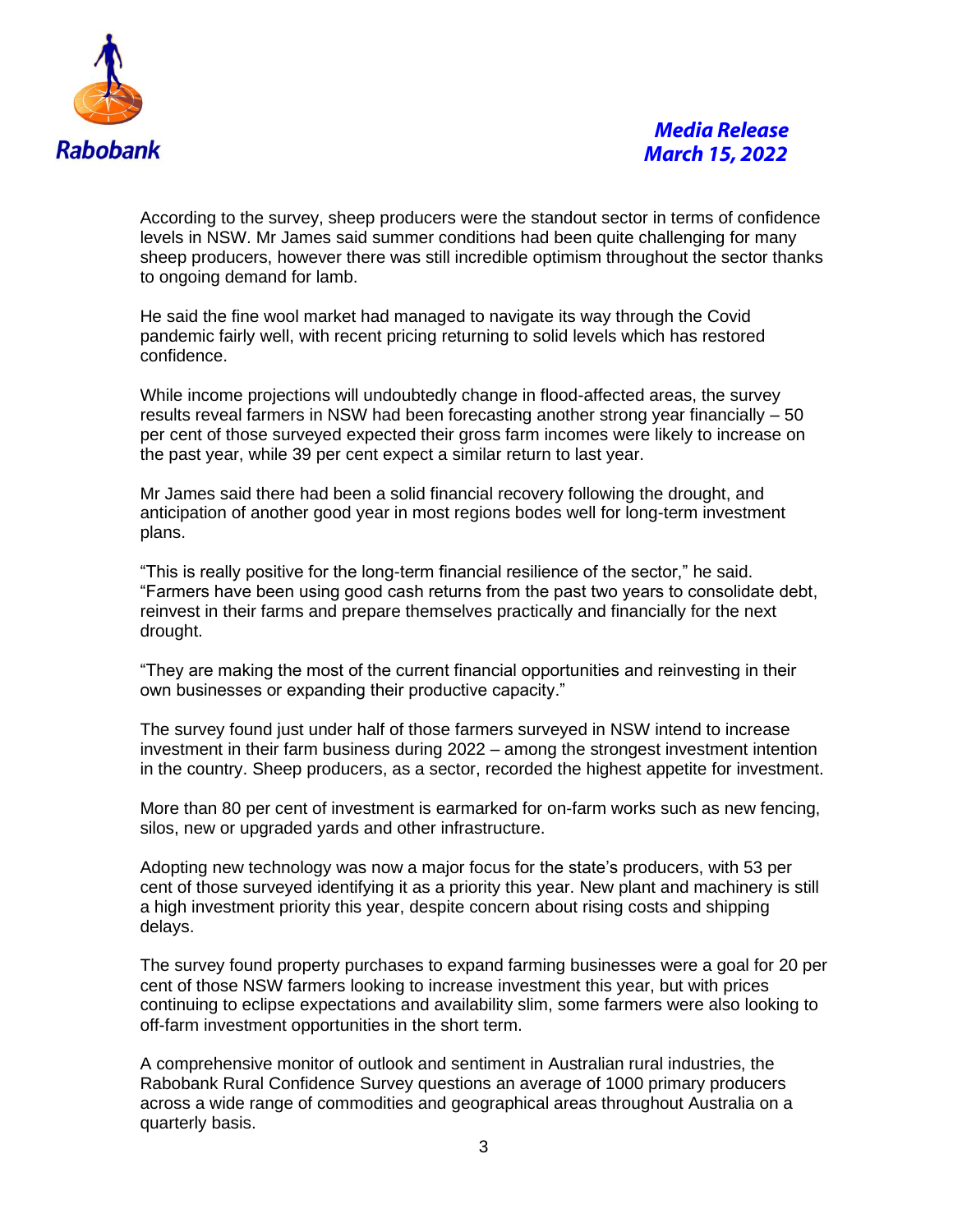According to the survey, sheep producers were the standout sector in terms of confidence levels in NSW. Mr James said summer conditions had been quite challenging for many sheep producers, however there was still incredible optimism throughout the sector thanks to ongoing demand for lamb.

He said the fine wool market had managed to navigate its way through the Covid pandemic fairly well, with recent pricing returning to solid levels which has restored confidence.

While income projections will undoubtedly change in flood-affected areas, the survey results reveal farmers in NSW had been forecasting another strong year financially – 50 per cent of those surveyed expected their gross farm incomes were likely to increase on the past year, while 39 per cent expect a similar return to last year.

Mr James said there had been a solid financial recovery following the drought, and anticipation of another good year in most regions bodes well for long-term investment plans.

"This is really positive for the long-term financial resilience of the sector," he said. "Farmers have been using good cash returns from the past two years to consolidate debt, reinvest in their farms and prepare themselves practically and financially for the next drought.

"They are making the most of the current financial opportunities and reinvesting in their own businesses or expanding their productive capacity."

The survey found just under half of those farmers surveyed in NSW intend to increase investment in their farm business during 2022 – among the strongest investment intention in the country. Sheep producers, as a sector, recorded the highest appetite for investment.

More than 80 per cent of investment is earmarked for on-farm works such as new fencing, silos, new or upgraded yards and other infrastructure.

Adopting new technology was now a major focus for the state's producers, with 53 per cent of those surveyed identifying it as a priority this year. New plant and machinery is still a high investment priority this year, despite concern about rising costs and shipping delays.

The survey found property purchases to expand farming businesses were a goal for 20 per cent of those NSW farmers looking to increase investment this year, but with prices continuing to eclipse expectations and availability slim, some farmers were also looking to off-farm investment opportunities in the short term.

A comprehensive monitor of outlook and sentiment in Australian rural industries, the Rabobank Rural Confidence Survey questions an average of 1000 primary producers across a wide range of commodities and geographical areas throughout Australia on a quarterly basis.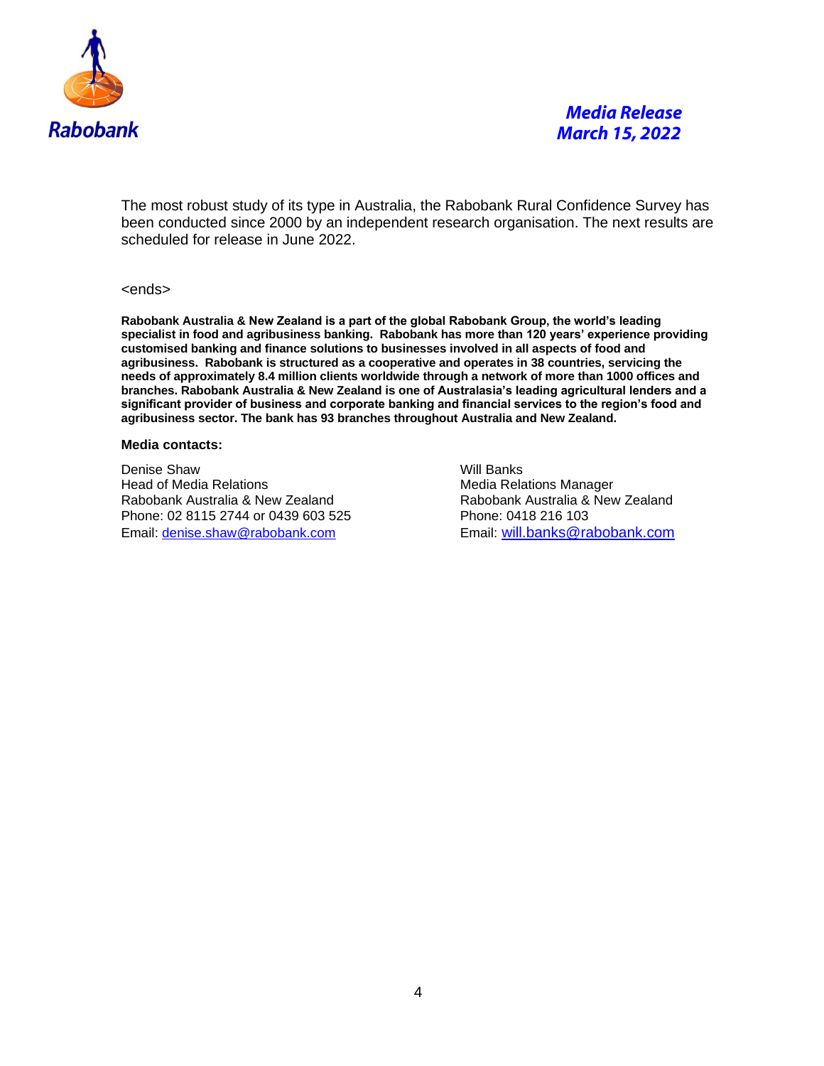**Media Release**
**March 15, 2022**

The most robust study of its type in Australia, the Rabobank Rural Confidence Survey has been conducted since 2000 by an independent research organisation. The next results are scheduled for release in June 2022.

<ends>

**Rabobank Australia & New Zealand is a part of the global Rabobank Group, the world's leading specialist in food and agribusiness banking. Rabobank has more than 120 years' experience providing customised banking and finance solutions to businesses involved in all aspects of food and agribusiness. Rabobank is structured as a cooperative and operates in 38 countries, servicing the needs of approximately 8.4 million clients worldwide through a network of more than 1000 offices and branches. Rabobank Australia & New Zealand is one of Australasia's leading agricultural lenders and a significant provider of business and corporate banking and financial services to the region's food and agribusiness sector. The bank has 93 branches throughout Australia and New Zealand.**

**Media contacts:**

Denise Shaw
Head of Media Relations
Rabobank Australia & New Zealand
Phone: 02 8115 2744 or 0439 603 525
Email: denise.shaw@rabobank.com

Will Banks
Media Relations Manager
Rabobank Australia & New Zealand
Phone: 0418 216 103
Email: will.banks@rabobank.com